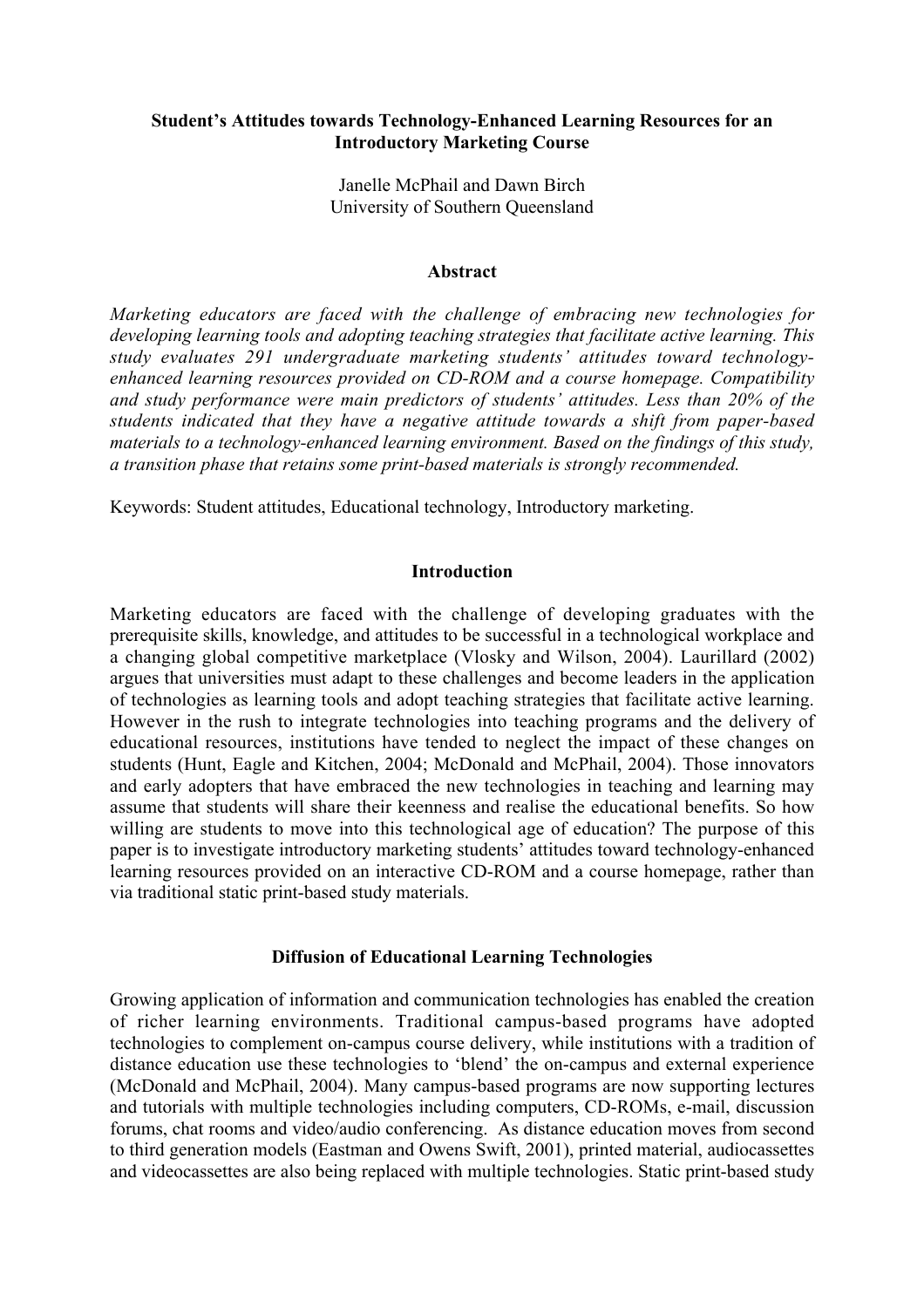# Student's Attitudes towards Technology-Enhanced Learning Resources for an Introductory Marketing Course

Janelle McPhail and Dawn Birch
University of Southern Queensland

## Abstract

*Marketing educators are faced with the challenge of embracing new technologies for developing learning tools and adopting teaching strategies that facilitate active learning. This study evaluates 291 undergraduate marketing students' attitudes toward technology-enhanced learning resources provided on CD-ROM and a course homepage. Compatibility and study performance were main predictors of students' attitudes. Less than 20% of the students indicated that they have a negative attitude towards a shift from paper-based materials to a technology-enhanced learning environment. Based on the findings of this study, a transition phase that retains some print-based materials is strongly recommended.*

Keywords: Student attitudes, Educational technology, Introductory marketing.

## Introduction

Marketing educators are faced with the challenge of developing graduates with the prerequisite skills, knowledge, and attitudes to be successful in a technological workplace and a changing global competitive marketplace (Vlosky and Wilson, 2004). Laurillard (2002) argues that universities must adapt to these challenges and become leaders in the application of technologies as learning tools and adopt teaching strategies that facilitate active learning. However in the rush to integrate technologies into teaching programs and the delivery of educational resources, institutions have tended to neglect the impact of these changes on students (Hunt, Eagle and Kitchen, 2004; McDonald and McPhail, 2004). Those innovators and early adopters that have embraced the new technologies in teaching and learning may assume that students will share their keenness and realise the educational benefits. So how willing are students to move into this technological age of education? The purpose of this paper is to investigate introductory marketing students' attitudes toward technology-enhanced learning resources provided on an interactive CD-ROM and a course homepage, rather than via traditional static print-based study materials.

## Diffusion of Educational Learning Technologies

Growing application of information and communication technologies has enabled the creation of richer learning environments. Traditional campus-based programs have adopted technologies to complement on-campus course delivery, while institutions with a tradition of distance education use these technologies to 'blend' the on-campus and external experience (McDonald and McPhail, 2004). Many campus-based programs are now supporting lectures and tutorials with multiple technologies including computers, CD-ROMs, e-mail, discussion forums, chat rooms and video/audio conferencing. As distance education moves from second to third generation models (Eastman and Owens Swift, 2001), printed material, audiocassettes and videocassettes are also being replaced with multiple technologies. Static print-based study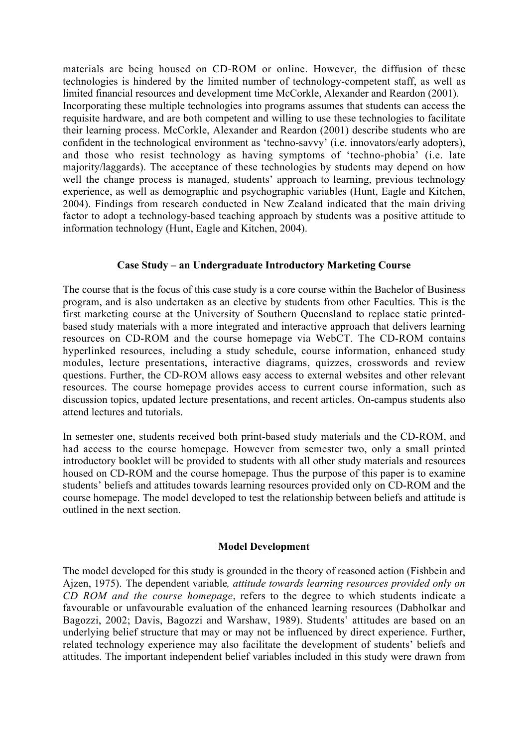materials are being housed on CD-ROM or online. However, the diffusion of these technologies is hindered by the limited number of technology-competent staff, as well as limited financial resources and development time McCorkle, Alexander and Reardon (2001). Incorporating these multiple technologies into programs assumes that students can access the requisite hardware, and are both competent and willing to use these technologies to facilitate their learning process. McCorkle, Alexander and Reardon (2001) describe students who are confident in the technological environment as 'techno-savvy' (i.e. innovators/early adopters), and those who resist technology as having symptoms of 'techno-phobia' (i.e. late majority/laggards). The acceptance of these technologies by students may depend on how well the change process is managed, students' approach to learning, previous technology experience, as well as demographic and psychographic variables (Hunt, Eagle and Kitchen, 2004). Findings from research conducted in New Zealand indicated that the main driving factor to adopt a technology-based teaching approach by students was a positive attitude to information technology (Hunt, Eagle and Kitchen, 2004).

## Case Study – an Undergraduate Introductory Marketing Course

The course that is the focus of this case study is a core course within the Bachelor of Business program, and is also undertaken as an elective by students from other Faculties. This is the first marketing course at the University of Southern Queensland to replace static printed-based study materials with a more integrated and interactive approach that delivers learning resources on CD-ROM and the course homepage via WebCT. The CD-ROM contains hyperlinked resources, including a study schedule, course information, enhanced study modules, lecture presentations, interactive diagrams, quizzes, crosswords and review questions. Further, the CD-ROM allows easy access to external websites and other relevant resources. The course homepage provides access to current course information, such as discussion topics, updated lecture presentations, and recent articles. On-campus students also attend lectures and tutorials.

In semester one, students received both print-based study materials and the CD-ROM, and had access to the course homepage. However from semester two, only a small printed introductory booklet will be provided to students with all other study materials and resources housed on CD-ROM and the course homepage. Thus the purpose of this paper is to examine students' beliefs and attitudes towards learning resources provided only on CD-ROM and the course homepage. The model developed to test the relationship between beliefs and attitude is outlined in the next section.

## Model Development

The model developed for this study is grounded in the theory of reasoned action (Fishbein and Ajzen, 1975). The dependent variable*, attitude towards learning resources provided only on CD ROM and the course homepage*, refers to the degree to which students indicate a favourable or unfavourable evaluation of the enhanced learning resources (Dabholkar and Bagozzi, 2002; Davis, Bagozzi and Warshaw, 1989). Students' attitudes are based on an underlying belief structure that may or may not be influenced by direct experience. Further, related technology experience may also facilitate the development of students' beliefs and attitudes. The important independent belief variables included in this study were drawn from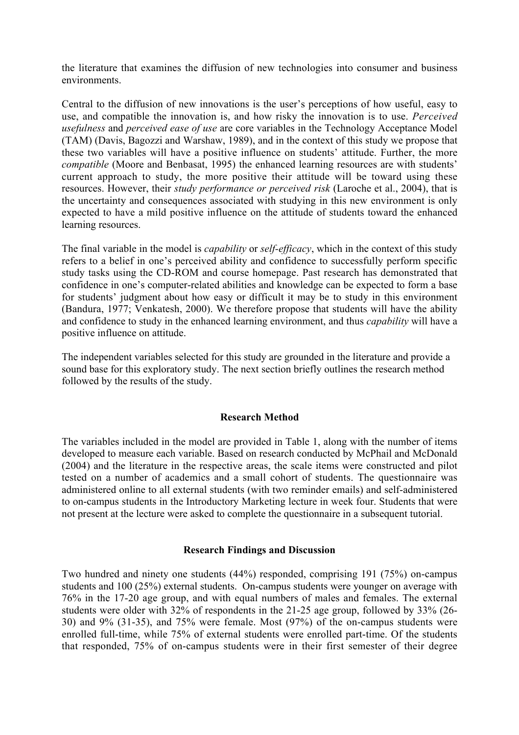the literature that examines the diffusion of new technologies into consumer and business environments.

Central to the diffusion of new innovations is the user's perceptions of how useful, easy to use, and compatible the innovation is, and how risky the innovation is to use. *Perceived usefulness* and *perceived ease of use* are core variables in the Technology Acceptance Model (TAM) (Davis, Bagozzi and Warshaw, 1989), and in the context of this study we propose that these two variables will have a positive influence on students' attitude. Further, the more *compatible* (Moore and Benbasat, 1995) the enhanced learning resources are with students' current approach to study, the more positive their attitude will be toward using these resources. However, their *study performance or perceived risk* (Laroche et al., 2004), that is the uncertainty and consequences associated with studying in this new environment is only expected to have a mild positive influence on the attitude of students toward the enhanced learning resources.

The final variable in the model is *capability* or *self-efficacy*, which in the context of this study refers to a belief in one's perceived ability and confidence to successfully perform specific study tasks using the CD-ROM and course homepage. Past research has demonstrated that confidence in one's computer-related abilities and knowledge can be expected to form a base for students' judgment about how easy or difficult it may be to study in this environment (Bandura, 1977; Venkatesh, 2000). We therefore propose that students will have the ability and confidence to study in the enhanced learning environment, and thus *capability* will have a positive influence on attitude.

The independent variables selected for this study are grounded in the literature and provide a sound base for this exploratory study. The next section briefly outlines the research method followed by the results of the study.

## Research Method

The variables included in the model are provided in Table 1, along with the number of items developed to measure each variable. Based on research conducted by McPhail and McDonald (2004) and the literature in the respective areas, the scale items were constructed and pilot tested on a number of academics and a small cohort of students. The questionnaire was administered online to all external students (with two reminder emails) and self-administered to on-campus students in the Introductory Marketing lecture in week four. Students that were not present at the lecture were asked to complete the questionnaire in a subsequent tutorial.

## Research Findings and Discussion

Two hundred and ninety one students (44%) responded, comprising 191 (75%) on-campus students and 100 (25%) external students. On-campus students were younger on average with 76% in the 17-20 age group, and with equal numbers of males and females. The external students were older with 32% of respondents in the 21-25 age group, followed by 33% (26-30) and 9% (31-35), and 75% were female. Most (97%) of the on-campus students were enrolled full-time, while 75% of external students were enrolled part-time. Of the students that responded, 75% of on-campus students were in their first semester of their degree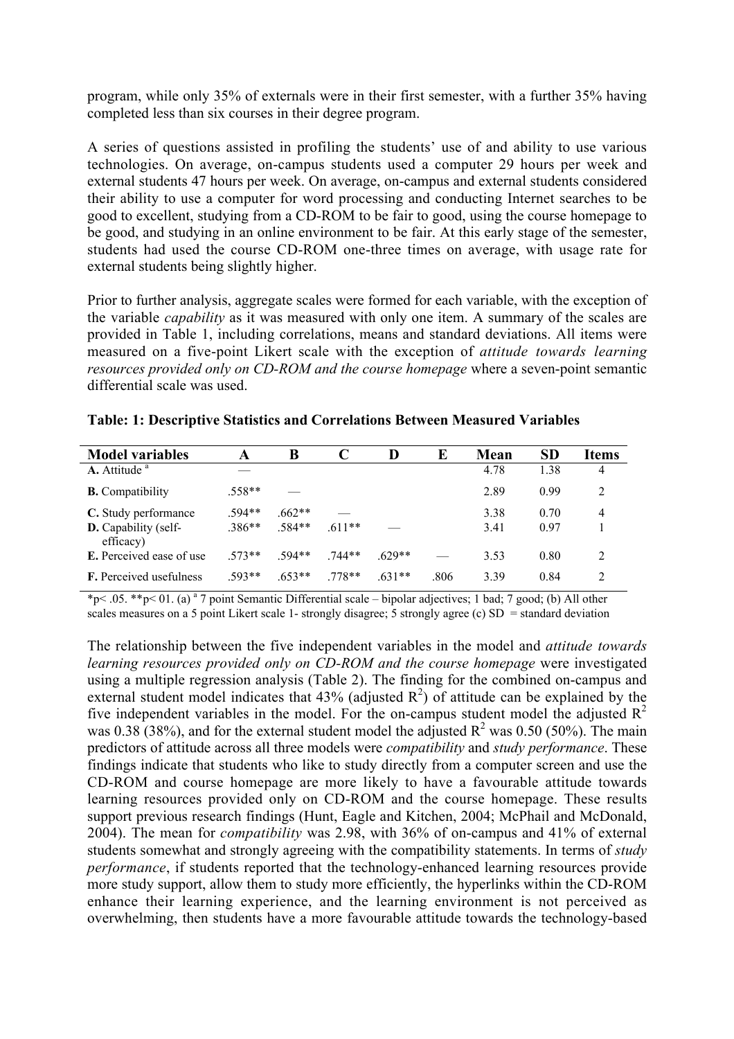program, while only 35% of externals were in their first semester, with a further 35% having completed less than six courses in their degree program.

A series of questions assisted in profiling the students' use of and ability to use various technologies. On average, on-campus students used a computer 29 hours per week and external students 47 hours per week. On average, on-campus and external students considered their ability to use a computer for word processing and conducting Internet searches to be good to excellent, studying from a CD-ROM to be fair to good, using the course homepage to be good, and studying in an online environment to be fair. At this early stage of the semester, students had used the course CD-ROM one-three times on average, with usage rate for external students being slightly higher.

Prior to further analysis, aggregate scales were formed for each variable, with the exception of the variable *capability* as it was measured with only one item. A summary of the scales are provided in Table 1, including correlations, means and standard deviations. All items were measured on a five-point Likert scale with the exception of *attitude towards learning resources provided only on CD-ROM and the course homepage* where a seven-point semantic differential scale was used.

**Table: 1: Descriptive Statistics and Correlations Between Measured Variables**

| Model variables | A | B | C | D | E | Mean | SD | Items |
|---|---|---|---|---|---|---|---|---|
| **A.** Attitude [a] | — | | | | | 4.78 | 1.38 | 4 |
| **B.** Compatibility | .558** | — | | | | 2.89 | 0.99 | 2 |
| **C.** Study performance | .594** | .662** | — | | | 3.38 | 0.70 | 4 |
| **D.** Capability (self-efficacy) | .386** | .584** | .611** | — | | 3.41 | 0.97 | 1 |
| **E.** Perceived ease of use | .573** | .594** | .744** | .629** | — | 3.53 | 0.80 | 2 |
| **F.** Perceived usefulness | .593** | .653** | .778** | .631** | .806 | 3.39 | 0.84 | 2 |

*p< .05. **p< 01. (a) [a] 7 point Semantic Differential scale – bipolar adjectives; 1 bad; 7 good; (b) All other scales measures on a 5 point Likert scale 1- strongly disagree; 5 strongly agree (c) SD = standard deviation

The relationship between the five independent variables in the model and *attitude towards learning resources provided only on CD-ROM and the course homepage* were investigated using a multiple regression analysis (Table 2). The finding for the combined on-campus and external student model indicates that 43% (adjusted $R^2$) of attitude can be explained by the five independent variables in the model. For the on-campus student model the adjusted $R^2$ was 0.38 (38%), and for the external student model the adjusted $R^2$ was 0.50 (50%). The main predictors of attitude across all three models were *compatibility* and *study performance*. These findings indicate that students who like to study directly from a computer screen and use the CD-ROM and course homepage are more likely to have a favourable attitude towards learning resources provided only on CD-ROM and the course homepage. These results support previous research findings (Hunt, Eagle and Kitchen, 2004; McPhail and McDonald, 2004). The mean for *compatibility* was 2.98, with 36% of on-campus and 41% of external students somewhat and strongly agreeing with the compatibility statements. In terms of *study performance*, if students reported that the technology-enhanced learning resources provide more study support, allow them to study more efficiently, the hyperlinks within the CD-ROM enhance their learning experience, and the learning environment is not perceived as overwhelming, then students have a more favourable attitude towards the technology-based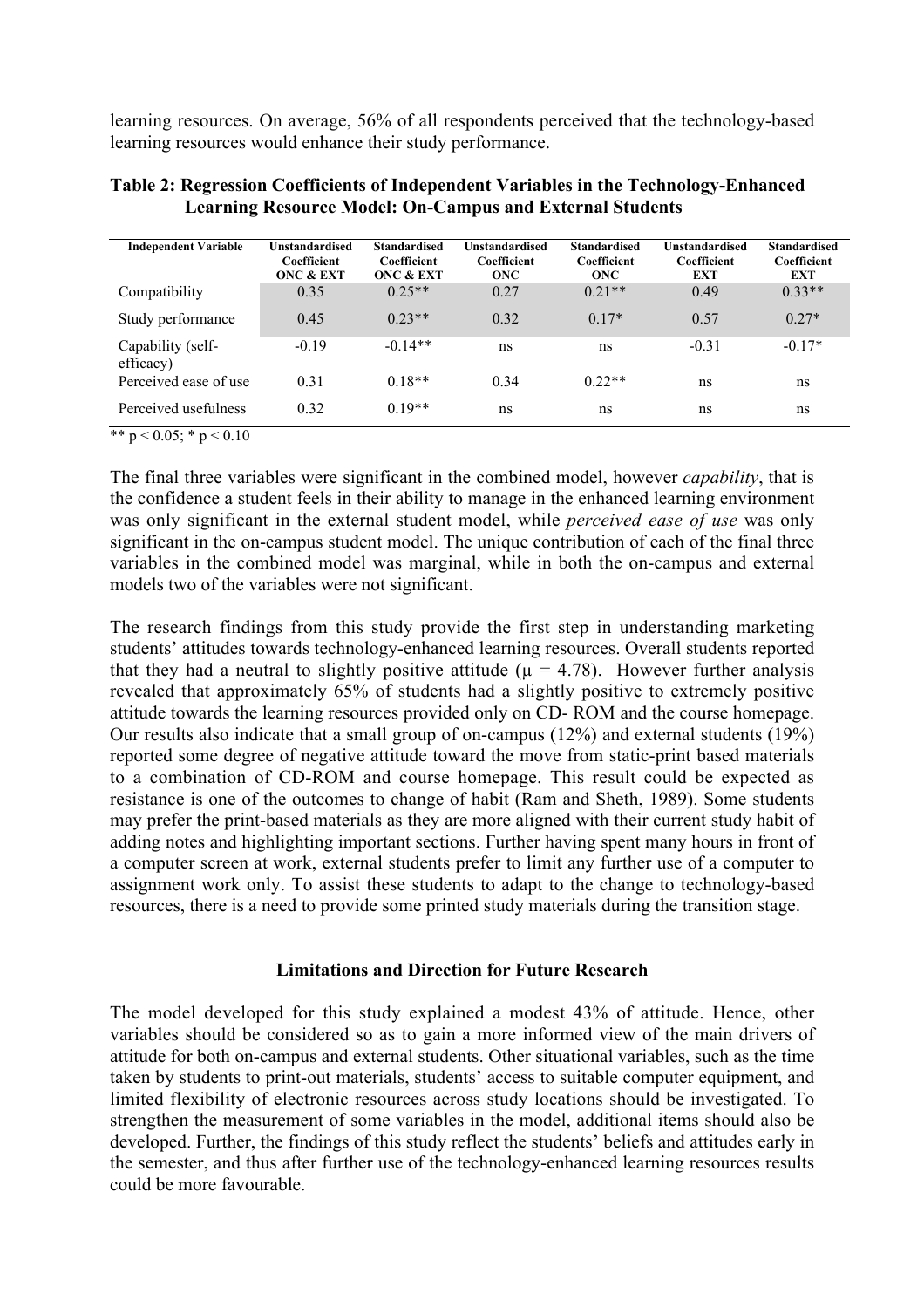learning resources. On average, 56% of all respondents perceived that the technology-based learning resources would enhance their study performance.

**Table 2: Regression Coefficients of Independent Variables in the Technology-Enhanced Learning Resource Model: On-Campus and External Students**

| Independent Variable | Unstandardised Coefficient ONC & EXT | Standardised Coefficient ONC & EXT | Unstandardised Coefficient ONC | Standardised Coefficient ONC | Unstandardised Coefficient EXT | Standardised Coefficient EXT |
|---|---|---|---|---|---|---|
| Compatibility | 0.35 | 0.25** | 0.27 | 0.21** | 0.49 | 0.33** |
| Study performance | 0.45 | 0.23** | 0.32 | 0.17* | 0.57 | 0.27* |
| Capability (self-efficacy) | -0.19 | -0.14** | ns | ns | -0.31 | -0.17* |
| Perceived ease of use | 0.31 | 0.18** | 0.34 | 0.22** | ns | ns |
| Perceived usefulness | 0.32 | 0.19** | ns | ns | ns | ns |

** $p < 0.05$; * $p < 0.10$

The final three variables were significant in the combined model, however *capability*, that is the confidence a student feels in their ability to manage in the enhanced learning environment was only significant in the external student model, while *perceived ease of use* was only significant in the on-campus student model. The unique contribution of each of the final three variables in the combined model was marginal, while in both the on-campus and external models two of the variables were not significant.

The research findings from this study provide the first step in understanding marketing students' attitudes towards technology-enhanced learning resources. Overall students reported that they had a neutral to slightly positive attitude ($\mu = 4.78$). However further analysis revealed that approximately 65% of students had a slightly positive to extremely positive attitude towards the learning resources provided only on CD- ROM and the course homepage. Our results also indicate that a small group of on-campus (12%) and external students (19%) reported some degree of negative attitude toward the move from static-print based materials to a combination of CD-ROM and course homepage. This result could be expected as resistance is one of the outcomes to change of habit (Ram and Sheth, 1989). Some students may prefer the print-based materials as they are more aligned with their current study habit of adding notes and highlighting important sections. Further having spent many hours in front of a computer screen at work, external students prefer to limit any further use of a computer to assignment work only. To assist these students to adapt to the change to technology-based resources, there is a need to provide some printed study materials during the transition stage.

## Limitations and Direction for Future Research

The model developed for this study explained a modest 43% of attitude. Hence, other variables should be considered so as to gain a more informed view of the main drivers of attitude for both on-campus and external students. Other situational variables, such as the time taken by students to print-out materials, students' access to suitable computer equipment, and limited flexibility of electronic resources across study locations should be investigated. To strengthen the measurement of some variables in the model, additional items should also be developed. Further, the findings of this study reflect the students' beliefs and attitudes early in the semester, and thus after further use of the technology-enhanced learning resources results could be more favourable.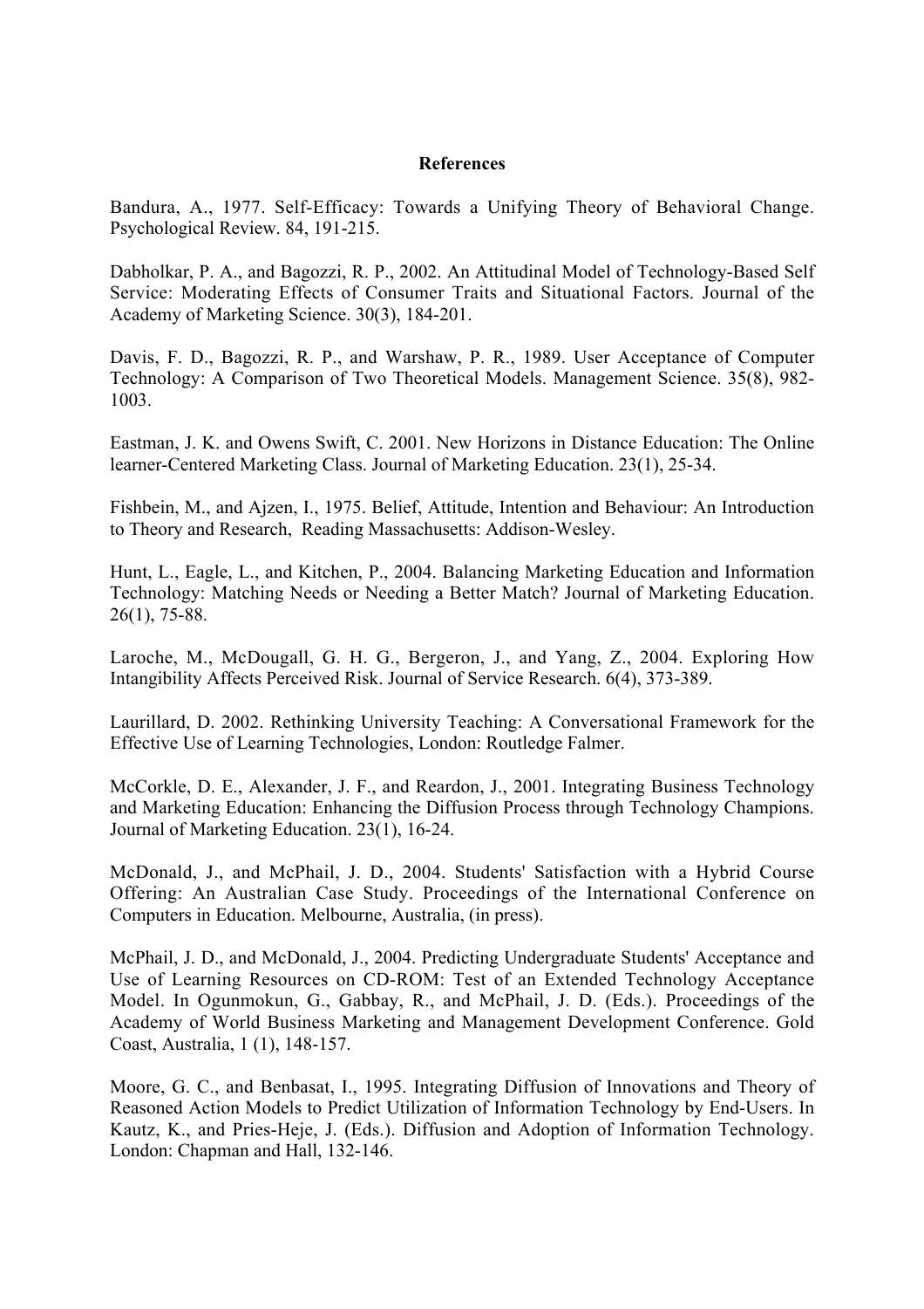**References**

Bandura, A., 1977. Self-Efficacy: Towards a Unifying Theory of Behavioral Change. Psychological Review. 84, 191-215.

Dabholkar, P. A., and Bagozzi, R. P., 2002. An Attitudinal Model of Technology-Based Self Service: Moderating Effects of Consumer Traits and Situational Factors. Journal of the Academy of Marketing Science. 30(3), 184-201.

Davis, F. D., Bagozzi, R. P., and Warshaw, P. R., 1989. User Acceptance of Computer Technology: A Comparison of Two Theoretical Models. Management Science. 35(8), 982-1003.

Eastman, J. K. and Owens Swift, C. 2001. New Horizons in Distance Education: The Online learner-Centered Marketing Class. Journal of Marketing Education. 23(1), 25-34.

Fishbein, M., and Ajzen, I., 1975. Belief, Attitude, Intention and Behaviour: An Introduction to Theory and Research, Reading Massachusetts: Addison-Wesley.

Hunt, L., Eagle, L., and Kitchen, P., 2004. Balancing Marketing Education and Information Technology: Matching Needs or Needing a Better Match? Journal of Marketing Education. 26(1), 75-88.

Laroche, M., McDougall, G. H. G., Bergeron, J., and Yang, Z., 2004. Exploring How Intangibility Affects Perceived Risk. Journal of Service Research. 6(4), 373-389.

Laurillard, D. 2002. Rethinking University Teaching: A Conversational Framework for the Effective Use of Learning Technologies, London: Routledge Falmer.

McCorkle, D. E., Alexander, J. F., and Reardon, J., 2001. Integrating Business Technology and Marketing Education: Enhancing the Diffusion Process through Technology Champions. Journal of Marketing Education. 23(1), 16-24.

McDonald, J., and McPhail, J. D., 2004. Students' Satisfaction with a Hybrid Course Offering: An Australian Case Study. Proceedings of the International Conference on Computers in Education. Melbourne, Australia, (in press).

McPhail, J. D., and McDonald, J., 2004. Predicting Undergraduate Students' Acceptance and Use of Learning Resources on CD-ROM: Test of an Extended Technology Acceptance Model. In Ogunmokun, G., Gabbay, R., and McPhail, J. D. (Eds.). Proceedings of the Academy of World Business Marketing and Management Development Conference. Gold Coast, Australia, 1 (1), 148-157.

Moore, G. C., and Benbasat, I., 1995. Integrating Diffusion of Innovations and Theory of Reasoned Action Models to Predict Utilization of Information Technology by End-Users. In Kautz, K., and Pries-Heje, J. (Eds.). Diffusion and Adoption of Information Technology. London: Chapman and Hall, 132-146.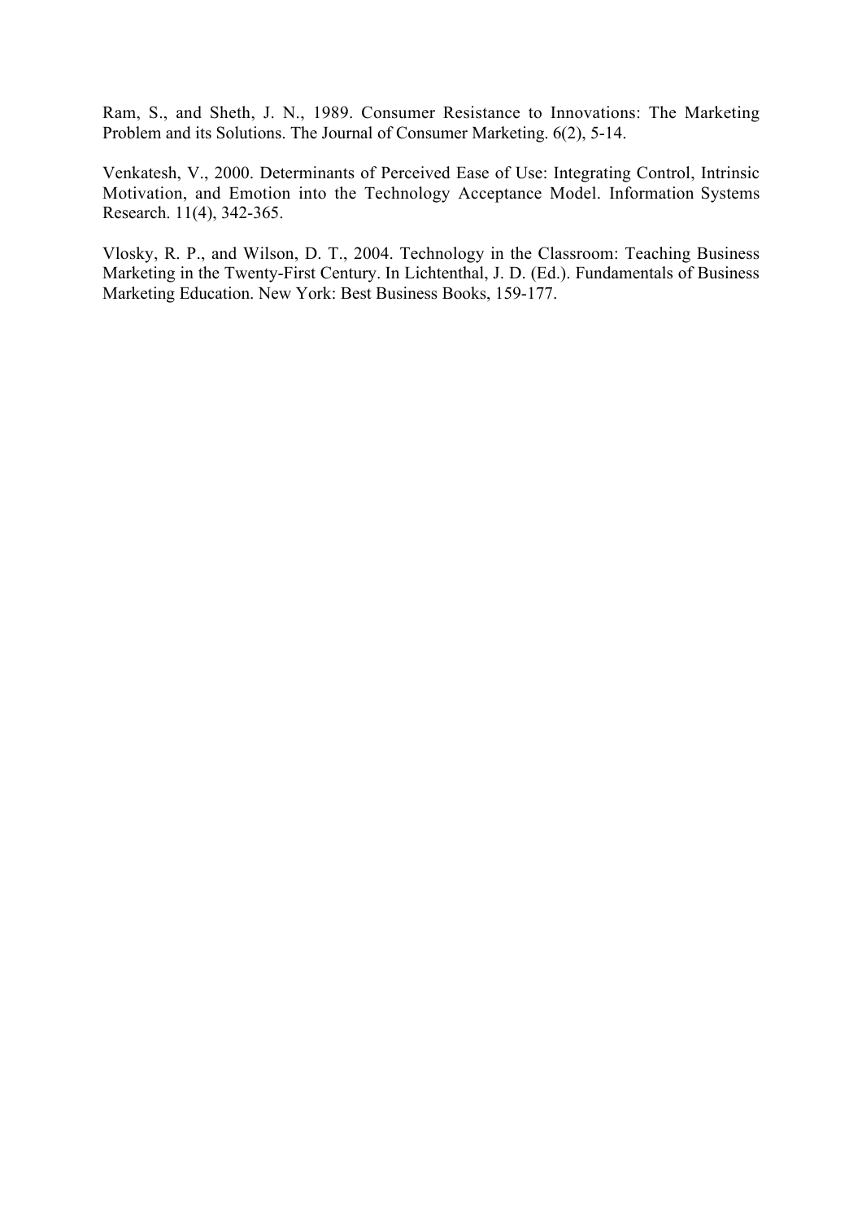Ram, S., and Sheth, J. N., 1989. Consumer Resistance to Innovations: The Marketing Problem and its Solutions. The Journal of Consumer Marketing. 6(2), 5-14.

Venkatesh, V., 2000. Determinants of Perceived Ease of Use: Integrating Control, Intrinsic Motivation, and Emotion into the Technology Acceptance Model. Information Systems Research. 11(4), 342-365.

Vlosky, R. P., and Wilson, D. T., 2004. Technology in the Classroom: Teaching Business Marketing in the Twenty-First Century. In Lichtenthal, J. D. (Ed.). Fundamentals of Business Marketing Education. New York: Best Business Books, 159-177.